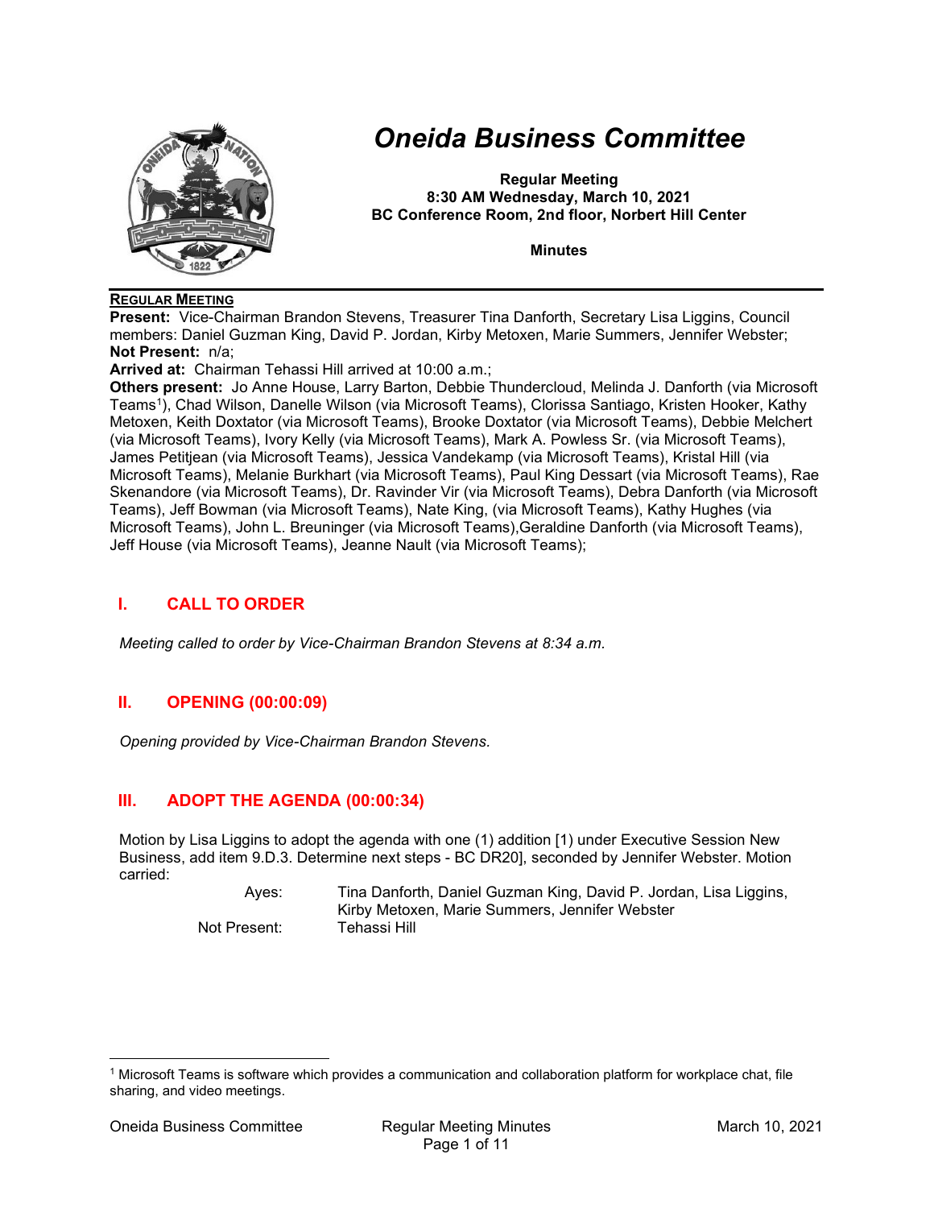# *Oneida Business Committee*

**Regular Meeting**
**8:30 AM Wednesday, March 10, 2021**
**BC Conference Room, 2nd floor, Norbert Hill Center**

**Minutes**

**REGULAR MEETING**

**Present:** Vice-Chairman Brandon Stevens, Treasurer Tina Danforth, Secretary Lisa Liggins, Council members: Daniel Guzman King, David P. Jordan, Kirby Metoxen, Marie Summers, Jennifer Webster;
**Not Present:** n/a;
**Arrived at:** Chairman Tehassi Hill arrived at 10:00 a.m.;
**Others present:** Jo Anne House, Larry Barton, Debbie Thundercloud, Melinda J. Danforth (via Microsoft Teams[1]), Chad Wilson, Danelle Wilson (via Microsoft Teams), Clorissa Santiago, Kristen Hooker, Kathy Metoxen, Keith Doxtator (via Microsoft Teams), Brooke Doxtator (via Microsoft Teams), Debbie Melchert (via Microsoft Teams), Ivory Kelly (via Microsoft Teams), Mark A. Powless Sr. (via Microsoft Teams), James Petitjean (via Microsoft Teams), Jessica Vandekamp (via Microsoft Teams), Kristal Hill (via Microsoft Teams), Melanie Burkhart (via Microsoft Teams), Paul King Dessart (via Microsoft Teams), Rae Skenandore (via Microsoft Teams), Dr. Ravinder Vir (via Microsoft Teams), Debra Danforth (via Microsoft Teams), Jeff Bowman (via Microsoft Teams), Nate King, (via Microsoft Teams), Kathy Hughes (via Microsoft Teams), John L. Breuninger (via Microsoft Teams),Geraldine Danforth (via Microsoft Teams), Jeff House (via Microsoft Teams), Jeanne Nault (via Microsoft Teams);

## I. CALL TO ORDER

*Meeting called to order by Vice-Chairman Brandon Stevens at 8:34 a.m.*

## II. OPENING (00:00:09)

*Opening provided by Vice-Chairman Brandon Stevens.*

## III. ADOPT THE AGENDA (00:00:34)

Motion by Lisa Liggins to adopt the agenda with one (1) addition [1) under Executive Session New Business, add item 9.D.3. Determine next steps - BC DR20], seconded by Jennifer Webster. Motion carried:

| | |
|---|---|
| Ayes: | Tina Danforth, Daniel Guzman King, David P. Jordan, Lisa Liggins, Kirby Metoxen, Marie Summers, Jennifer Webster |
| Not Present: | Tehassi Hill |

[1] Microsoft Teams is software which provides a communication and collaboration platform for workplace chat, file sharing, and video meetings.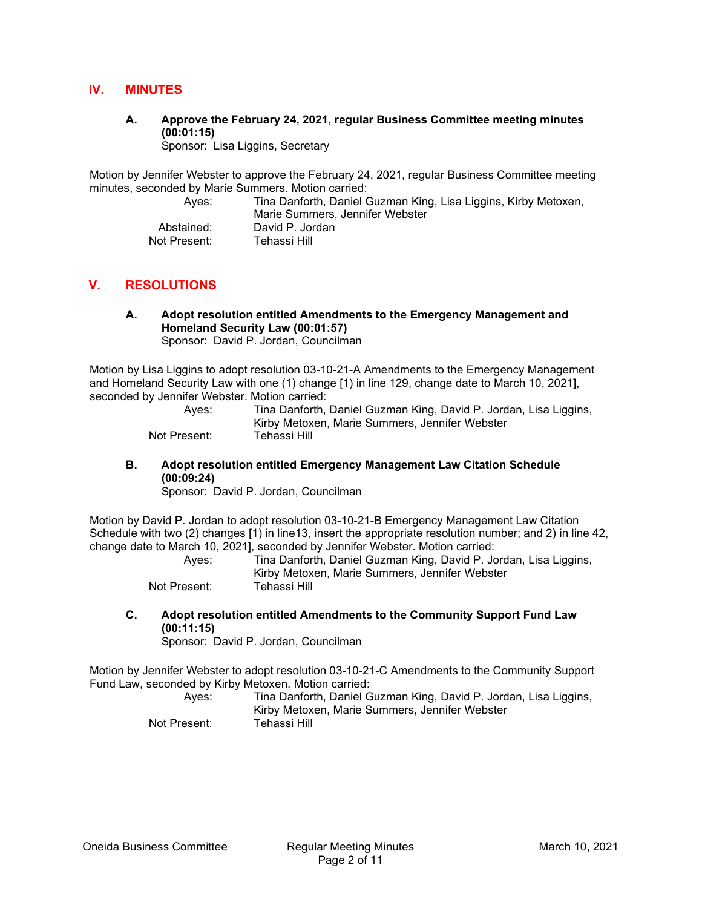## IV. MINUTES

### A. Approve the February 24, 2021, regular Business Committee meeting minutes (00:01:15)

Sponsor: Lisa Liggins, Secretary

Motion by Jennifer Webster to approve the February 24, 2021, regular Business Committee meeting minutes, seconded by Marie Summers. Motion carried:

| | |
|---|---|
| Ayes: | Tina Danforth, Daniel Guzman King, Lisa Liggins, Kirby Metoxen, Marie Summers, Jennifer Webster |
| Abstained: | David P. Jordan |
| Not Present: | Tehassi Hill |

## V. RESOLUTIONS

### A. Adopt resolution entitled Amendments to the Emergency Management and Homeland Security Law (00:01:57)

Sponsor: David P. Jordan, Councilman

Motion by Lisa Liggins to adopt resolution 03-10-21-A Amendments to the Emergency Management and Homeland Security Law with one (1) change [1) in line 129, change date to March 10, 2021], seconded by Jennifer Webster. Motion carried:

| | |
|---|---|
| Ayes: | Tina Danforth, Daniel Guzman King, David P. Jordan, Lisa Liggins, Kirby Metoxen, Marie Summers, Jennifer Webster |
| Not Present: | Tehassi Hill |

### B. Adopt resolution entitled Emergency Management Law Citation Schedule (00:09:24)

Sponsor: David P. Jordan, Councilman

Motion by David P. Jordan to adopt resolution 03-10-21-B Emergency Management Law Citation Schedule with two (2) changes [1) in line13, insert the appropriate resolution number; and 2) in line 42, change date to March 10, 2021], seconded by Jennifer Webster. Motion carried:

| | |
|---|---|
| Ayes: | Tina Danforth, Daniel Guzman King, David P. Jordan, Lisa Liggins, Kirby Metoxen, Marie Summers, Jennifer Webster |
| Not Present: | Tehassi Hill |

### C. Adopt resolution entitled Amendments to the Community Support Fund Law (00:11:15)

Sponsor: David P. Jordan, Councilman

Motion by Jennifer Webster to adopt resolution 03-10-21-C Amendments to the Community Support Fund Law, seconded by Kirby Metoxen. Motion carried:

| | |
|---|---|
| Ayes: | Tina Danforth, Daniel Guzman King, David P. Jordan, Lisa Liggins, Kirby Metoxen, Marie Summers, Jennifer Webster |
| Not Present: | Tehassi Hill |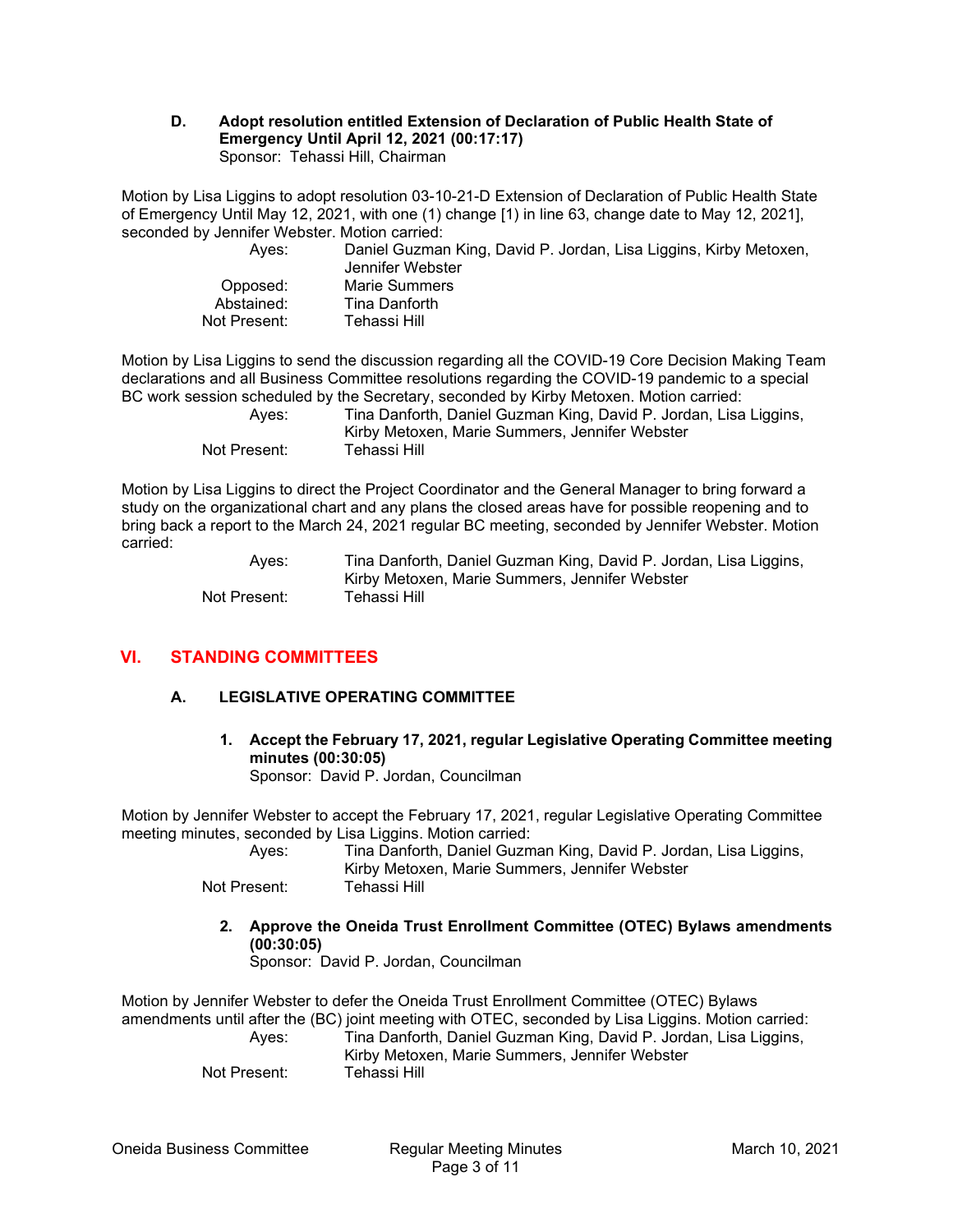**D. Adopt resolution entitled Extension of Declaration of Public Health State of Emergency Until April 12, 2021 (00:17:17)**
Sponsor: Tehassi Hill, Chairman

Motion by Lisa Liggins to adopt resolution 03-10-21-D Extension of Declaration of Public Health State of Emergency Until May 12, 2021, with one (1) change [1) in line 63, change date to May 12, 2021], seconded by Jennifer Webster. Motion carried:

| | |
|---|---|
| Ayes: | Daniel Guzman King, David P. Jordan, Lisa Liggins, Kirby Metoxen, Jennifer Webster |
| Opposed: | Marie Summers |
| Abstained: | Tina Danforth |
| Not Present: | Tehassi Hill |

Motion by Lisa Liggins to send the discussion regarding all the COVID-19 Core Decision Making Team declarations and all Business Committee resolutions regarding the COVID-19 pandemic to a special BC work session scheduled by the Secretary, seconded by Kirby Metoxen. Motion carried:

| | |
|---|---|
| Ayes: | Tina Danforth, Daniel Guzman King, David P. Jordan, Lisa Liggins, Kirby Metoxen, Marie Summers, Jennifer Webster |
| Not Present: | Tehassi Hill |

Motion by Lisa Liggins to direct the Project Coordinator and the General Manager to bring forward a study on the organizational chart and any plans the closed areas have for possible reopening and to bring back a report to the March 24, 2021 regular BC meeting, seconded by Jennifer Webster. Motion carried:

| | |
|---|---|
| Ayes: | Tina Danforth, Daniel Guzman King, David P. Jordan, Lisa Liggins, Kirby Metoxen, Marie Summers, Jennifer Webster |
| Not Present: | Tehassi Hill |

## VI. STANDING COMMITTEES

### A. LEGISLATIVE OPERATING COMMITTEE

**1. Accept the February 17, 2021, regular Legislative Operating Committee meeting minutes (00:30:05)**
Sponsor: David P. Jordan, Councilman

Motion by Jennifer Webster to accept the February 17, 2021, regular Legislative Operating Committee meeting minutes, seconded by Lisa Liggins. Motion carried:

| | |
|---|---|
| Ayes: | Tina Danforth, Daniel Guzman King, David P. Jordan, Lisa Liggins, Kirby Metoxen, Marie Summers, Jennifer Webster |
| Not Present: | Tehassi Hill |

**2. Approve the Oneida Trust Enrollment Committee (OTEC) Bylaws amendments (00:30:05)**
Sponsor: David P. Jordan, Councilman

Motion by Jennifer Webster to defer the Oneida Trust Enrollment Committee (OTEC) Bylaws amendments until after the (BC) joint meeting with OTEC, seconded by Lisa Liggins. Motion carried:

| | |
|---|---|
| Ayes: | Tina Danforth, Daniel Guzman King, David P. Jordan, Lisa Liggins, Kirby Metoxen, Marie Summers, Jennifer Webster |
| Not Present: | Tehassi Hill |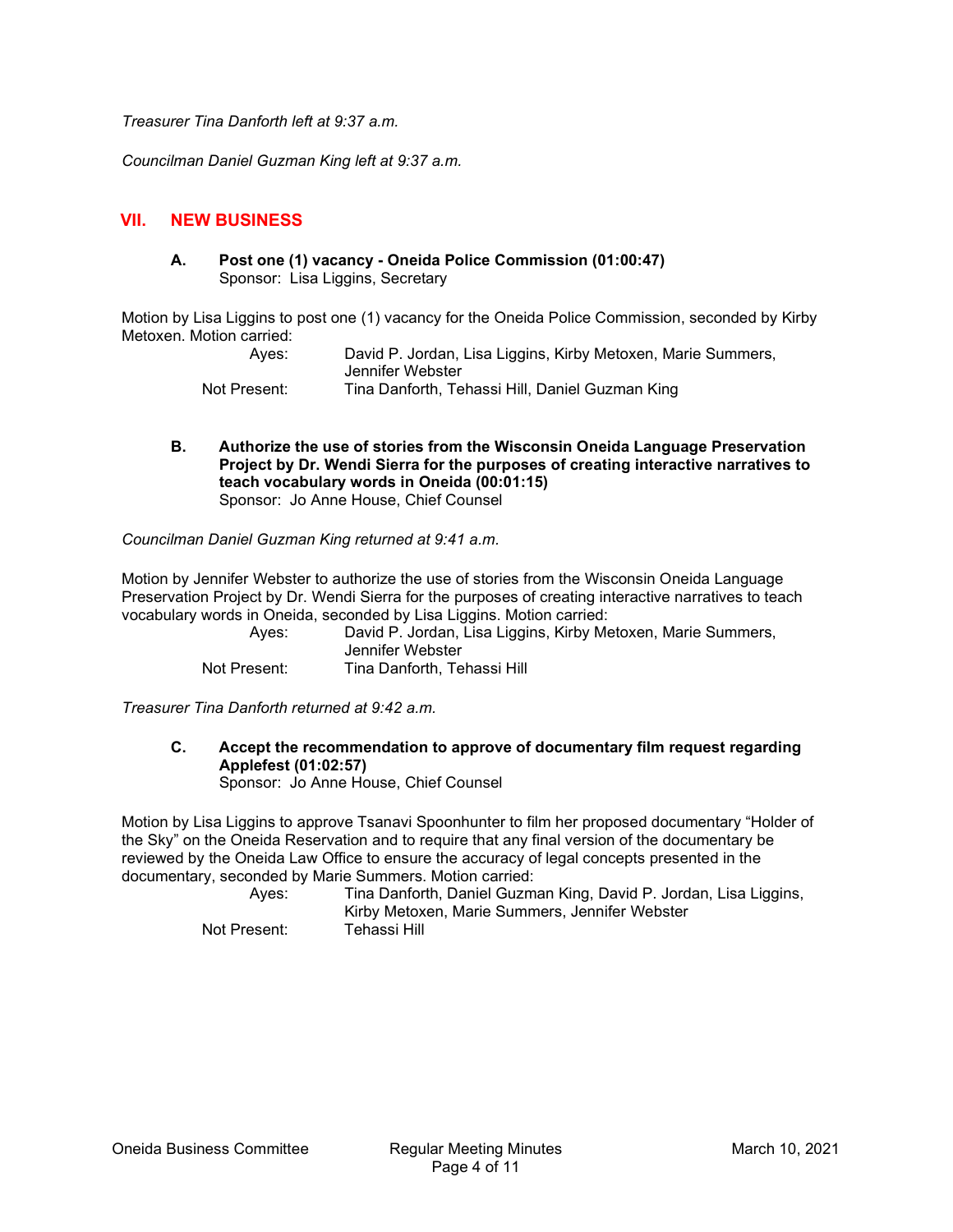*Treasurer Tina Danforth left at 9:37 a.m.*

*Councilman Daniel Guzman King left at 9:37 a.m.*

## VII. NEW BUSINESS

### A. Post one (1) vacancy - Oneida Police Commission (01:00:47)

Sponsor: Lisa Liggins, Secretary

Motion by Lisa Liggins to post one (1) vacancy for the Oneida Police Commission, seconded by Kirby Metoxen. Motion carried:

Ayes: David P. Jordan, Lisa Liggins, Kirby Metoxen, Marie Summers, Jennifer Webster
Not Present: Tina Danforth, Tehassi Hill, Daniel Guzman King

### B. Authorize the use of stories from the Wisconsin Oneida Language Preservation Project by Dr. Wendi Sierra for the purposes of creating interactive narratives to teach vocabulary words in Oneida (00:01:15)

Sponsor: Jo Anne House, Chief Counsel

*Councilman Daniel Guzman King returned at 9:41 a.m.*

Motion by Jennifer Webster to authorize the use of stories from the Wisconsin Oneida Language Preservation Project by Dr. Wendi Sierra for the purposes of creating interactive narratives to teach vocabulary words in Oneida, seconded by Lisa Liggins. Motion carried:

Ayes: David P. Jordan, Lisa Liggins, Kirby Metoxen, Marie Summers, Jennifer Webster
Not Present: Tina Danforth, Tehassi Hill

*Treasurer Tina Danforth returned at 9:42 a.m.*

### C. Accept the recommendation to approve of documentary film request regarding Applefest (01:02:57)

Sponsor: Jo Anne House, Chief Counsel

Motion by Lisa Liggins to approve Tsanavi Spoonhunter to film her proposed documentary "Holder of the Sky" on the Oneida Reservation and to require that any final version of the documentary be reviewed by the Oneida Law Office to ensure the accuracy of legal concepts presented in the documentary, seconded by Marie Summers. Motion carried:

Ayes: Tina Danforth, Daniel Guzman King, David P. Jordan, Lisa Liggins, Kirby Metoxen, Marie Summers, Jennifer Webster
Not Present: Tehassi Hill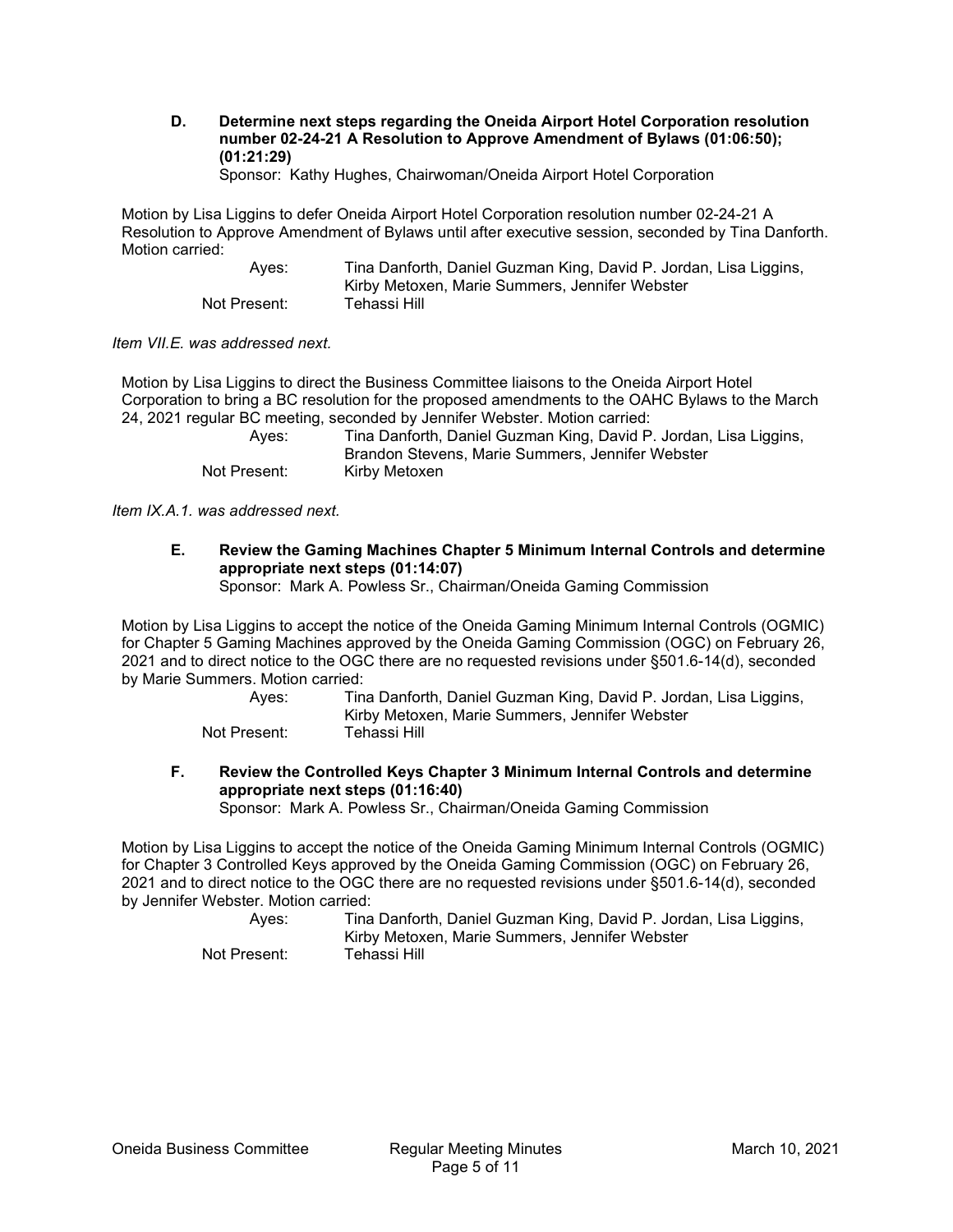**D. Determine next steps regarding the Oneida Airport Hotel Corporation resolution number 02-24-21 A Resolution to Approve Amendment of Bylaws (01:06:50); (01:21:29)**
Sponsor: Kathy Hughes, Chairwoman/Oneida Airport Hotel Corporation

Motion by Lisa Liggins to defer Oneida Airport Hotel Corporation resolution number 02-24-21 A Resolution to Approve Amendment of Bylaws until after executive session, seconded by Tina Danforth. Motion carried:

| | |
|---|---|
| Ayes: | Tina Danforth, Daniel Guzman King, David P. Jordan, Lisa Liggins, Kirby Metoxen, Marie Summers, Jennifer Webster |
| Not Present: | Tehassi Hill |

*Item VII.E. was addressed next.*

Motion by Lisa Liggins to direct the Business Committee liaisons to the Oneida Airport Hotel Corporation to bring a BC resolution for the proposed amendments to the OAHC Bylaws to the March 24, 2021 regular BC meeting, seconded by Jennifer Webster. Motion carried:

| | |
|---|---|
| Ayes: | Tina Danforth, Daniel Guzman King, David P. Jordan, Lisa Liggins, Brandon Stevens, Marie Summers, Jennifer Webster |
| Not Present: | Kirby Metoxen |

*Item IX.A.1. was addressed next.*

**E. Review the Gaming Machines Chapter 5 Minimum Internal Controls and determine appropriate next steps (01:14:07)**
Sponsor: Mark A. Powless Sr., Chairman/Oneida Gaming Commission

Motion by Lisa Liggins to accept the notice of the Oneida Gaming Minimum Internal Controls (OGMIC) for Chapter 5 Gaming Machines approved by the Oneida Gaming Commission (OGC) on February 26, 2021 and to direct notice to the OGC there are no requested revisions under §501.6-14(d), seconded by Marie Summers. Motion carried:

| | |
|---|---|
| Ayes: | Tina Danforth, Daniel Guzman King, David P. Jordan, Lisa Liggins, Kirby Metoxen, Marie Summers, Jennifer Webster |
| Not Present: | Tehassi Hill |

**F. Review the Controlled Keys Chapter 3 Minimum Internal Controls and determine appropriate next steps (01:16:40)**
Sponsor: Mark A. Powless Sr., Chairman/Oneida Gaming Commission

Motion by Lisa Liggins to accept the notice of the Oneida Gaming Minimum Internal Controls (OGMIC) for Chapter 3 Controlled Keys approved by the Oneida Gaming Commission (OGC) on February 26, 2021 and to direct notice to the OGC there are no requested revisions under §501.6-14(d), seconded by Jennifer Webster. Motion carried:

| | |
|---|---|
| Ayes: | Tina Danforth, Daniel Guzman King, David P. Jordan, Lisa Liggins, Kirby Metoxen, Marie Summers, Jennifer Webster |
| Not Present: | Tehassi Hill |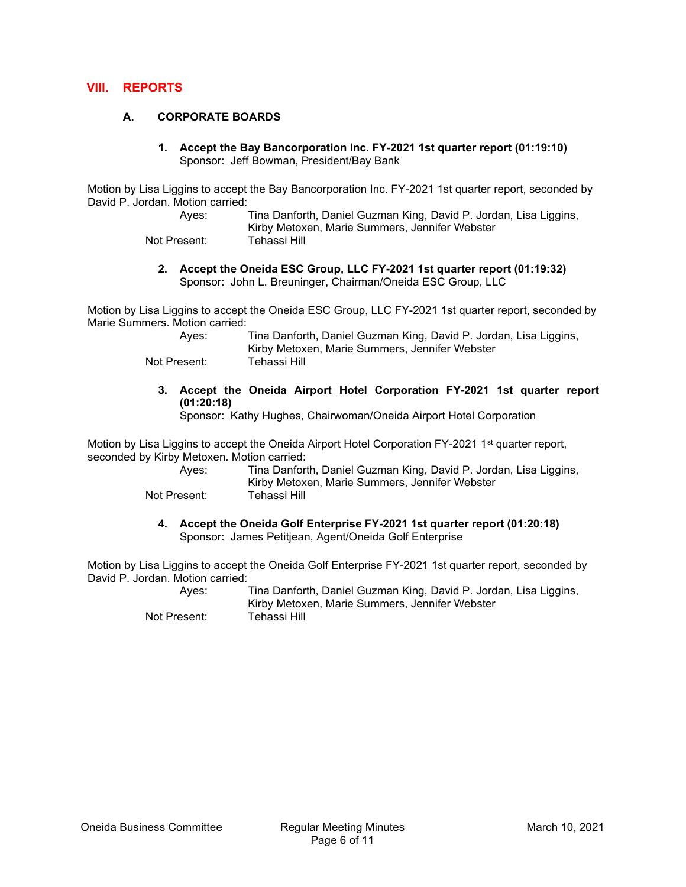## VIII. REPORTS

### A. CORPORATE BOARDS

**1. Accept the Bay Bancorporation Inc. FY-2021 1st quarter report (01:19:10)**
Sponsor: Jeff Bowman, President/Bay Bank

Motion by Lisa Liggins to accept the Bay Bancorporation Inc. FY-2021 1st quarter report, seconded by David P. Jordan. Motion carried:

Ayes: Tina Danforth, Daniel Guzman King, David P. Jordan, Lisa Liggins, Kirby Metoxen, Marie Summers, Jennifer Webster
Not Present: Tehassi Hill

**2. Accept the Oneida ESC Group, LLC FY-2021 1st quarter report (01:19:32)**
Sponsor: John L. Breuninger, Chairman/Oneida ESC Group, LLC

Motion by Lisa Liggins to accept the Oneida ESC Group, LLC FY-2021 1st quarter report, seconded by Marie Summers. Motion carried:

Ayes: Tina Danforth, Daniel Guzman King, David P. Jordan, Lisa Liggins, Kirby Metoxen, Marie Summers, Jennifer Webster
Not Present: Tehassi Hill

**3. Accept the Oneida Airport Hotel Corporation FY-2021 1st quarter report (01:20:18)**
Sponsor: Kathy Hughes, Chairwoman/Oneida Airport Hotel Corporation

Motion by Lisa Liggins to accept the Oneida Airport Hotel Corporation FY-2021 1st quarter report, seconded by Kirby Metoxen. Motion carried:

Ayes: Tina Danforth, Daniel Guzman King, David P. Jordan, Lisa Liggins, Kirby Metoxen, Marie Summers, Jennifer Webster
Not Present: Tehassi Hill

**4. Accept the Oneida Golf Enterprise FY-2021 1st quarter report (01:20:18)**
Sponsor: James Petitjean, Agent/Oneida Golf Enterprise

Motion by Lisa Liggins to accept the Oneida Golf Enterprise FY-2021 1st quarter report, seconded by David P. Jordan. Motion carried:

Ayes: Tina Danforth, Daniel Guzman King, David P. Jordan, Lisa Liggins, Kirby Metoxen, Marie Summers, Jennifer Webster
Not Present: Tehassi Hill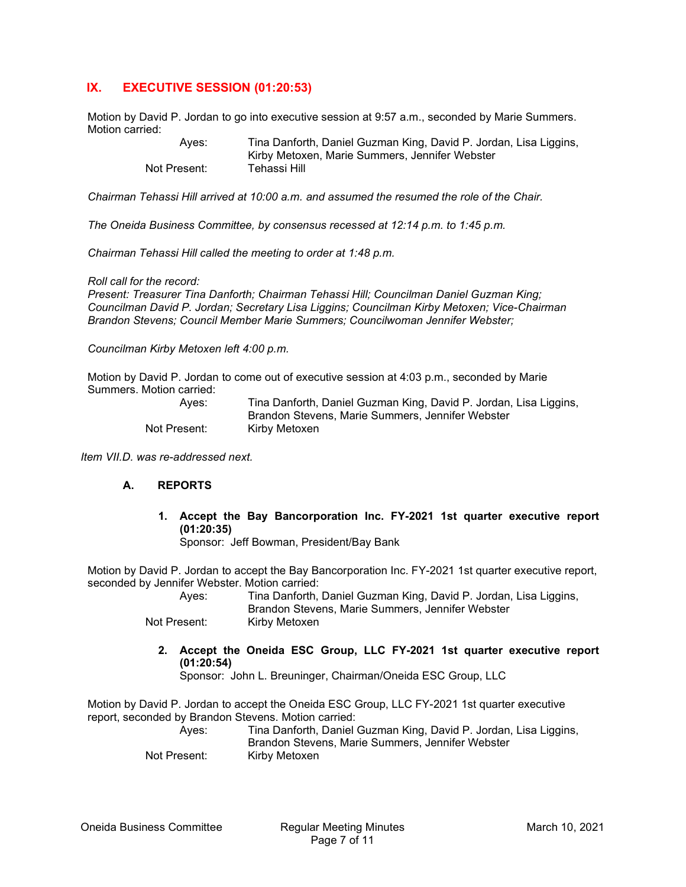## IX. EXECUTIVE SESSION (01:20:53)

Motion by David P. Jordan to go into executive session at 9:57 a.m., seconded by Marie Summers. Motion carried:

| | |
|---|---|
| Ayes: | Tina Danforth, Daniel Guzman King, David P. Jordan, Lisa Liggins, Kirby Metoxen, Marie Summers, Jennifer Webster |
| Not Present: | Tehassi Hill |

*Chairman Tehassi Hill arrived at 10:00 a.m. and assumed the resumed the role of the Chair.*

*The Oneida Business Committee, by consensus recessed at 12:14 p.m. to 1:45 p.m.*

*Chairman Tehassi Hill called the meeting to order at 1:48 p.m.*

*Roll call for the record:*
*Present: Treasurer Tina Danforth; Chairman Tehassi Hill; Councilman Daniel Guzman King; Councilman David P. Jordan; Secretary Lisa Liggins; Councilman Kirby Metoxen; Vice-Chairman Brandon Stevens; Council Member Marie Summers; Councilwoman Jennifer Webster;*

*Councilman Kirby Metoxen left 4:00 p.m.*

Motion by David P. Jordan to come out of executive session at 4:03 p.m., seconded by Marie Summers. Motion carried:

| | |
|---|---|
| Ayes: | Tina Danforth, Daniel Guzman King, David P. Jordan, Lisa Liggins, Brandon Stevens, Marie Summers, Jennifer Webster |
| Not Present: | Kirby Metoxen |

*Item VII.D. was re-addressed next.*

### A. REPORTS

**1. Accept the Bay Bancorporation Inc. FY-2021 1st quarter executive report (01:20:35)**
Sponsor: Jeff Bowman, President/Bay Bank

Motion by David P. Jordan to accept the Bay Bancorporation Inc. FY-2021 1st quarter executive report, seconded by Jennifer Webster. Motion carried:

| | |
|---|---|
| Ayes: | Tina Danforth, Daniel Guzman King, David P. Jordan, Lisa Liggins, Brandon Stevens, Marie Summers, Jennifer Webster |
| Not Present: | Kirby Metoxen |

**2. Accept the Oneida ESC Group, LLC FY-2021 1st quarter executive report (01:20:54)**
Sponsor: John L. Breuninger, Chairman/Oneida ESC Group, LLC

Motion by David P. Jordan to accept the Oneida ESC Group, LLC FY-2021 1st quarter executive report, seconded by Brandon Stevens. Motion carried:

| | |
|---|---|
| Ayes: | Tina Danforth, Daniel Guzman King, David P. Jordan, Lisa Liggins, Brandon Stevens, Marie Summers, Jennifer Webster |
| Not Present: | Kirby Metoxen |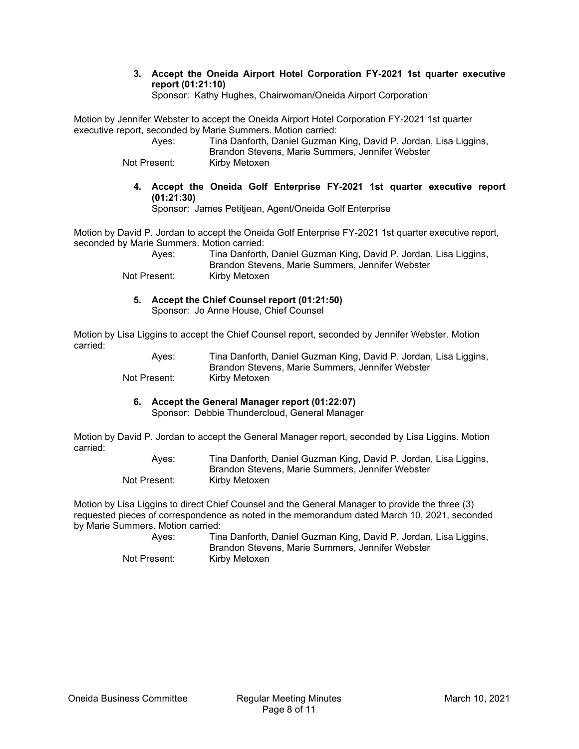**3. Accept the Oneida Airport Hotel Corporation FY-2021 1st quarter executive report (01:21:10)**
Sponsor: Kathy Hughes, Chairwoman/Oneida Airport Corporation

Motion by Jennifer Webster to accept the Oneida Airport Hotel Corporation FY-2021 1st quarter executive report, seconded by Marie Summers. Motion carried:

Ayes: Tina Danforth, Daniel Guzman King, David P. Jordan, Lisa Liggins, Brandon Stevens, Marie Summers, Jennifer Webster
Not Present: Kirby Metoxen

**4. Accept the Oneida Golf Enterprise FY-2021 1st quarter executive report (01:21:30)**
Sponsor: James Petitjean, Agent/Oneida Golf Enterprise

Motion by David P. Jordan to accept the Oneida Golf Enterprise FY-2021 1st quarter executive report, seconded by Marie Summers. Motion carried:

Ayes: Tina Danforth, Daniel Guzman King, David P. Jordan, Lisa Liggins, Brandon Stevens, Marie Summers, Jennifer Webster
Not Present: Kirby Metoxen

**5. Accept the Chief Counsel report (01:21:50)**
Sponsor: Jo Anne House, Chief Counsel

Motion by Lisa Liggins to accept the Chief Counsel report, seconded by Jennifer Webster. Motion carried:

Ayes: Tina Danforth, Daniel Guzman King, David P. Jordan, Lisa Liggins, Brandon Stevens, Marie Summers, Jennifer Webster
Not Present: Kirby Metoxen

**6. Accept the General Manager report (01:22:07)**
Sponsor: Debbie Thundercloud, General Manager

Motion by David P. Jordan to accept the General Manager report, seconded by Lisa Liggins. Motion carried:

Ayes: Tina Danforth, Daniel Guzman King, David P. Jordan, Lisa Liggins, Brandon Stevens, Marie Summers, Jennifer Webster
Not Present: Kirby Metoxen

Motion by Lisa Liggins to direct Chief Counsel and the General Manager to provide the three (3) requested pieces of correspondence as noted in the memorandum dated March 10, 2021, seconded by Marie Summers. Motion carried:

Ayes: Tina Danforth, Daniel Guzman King, David P. Jordan, Lisa Liggins, Brandon Stevens, Marie Summers, Jennifer Webster
Not Present: Kirby Metoxen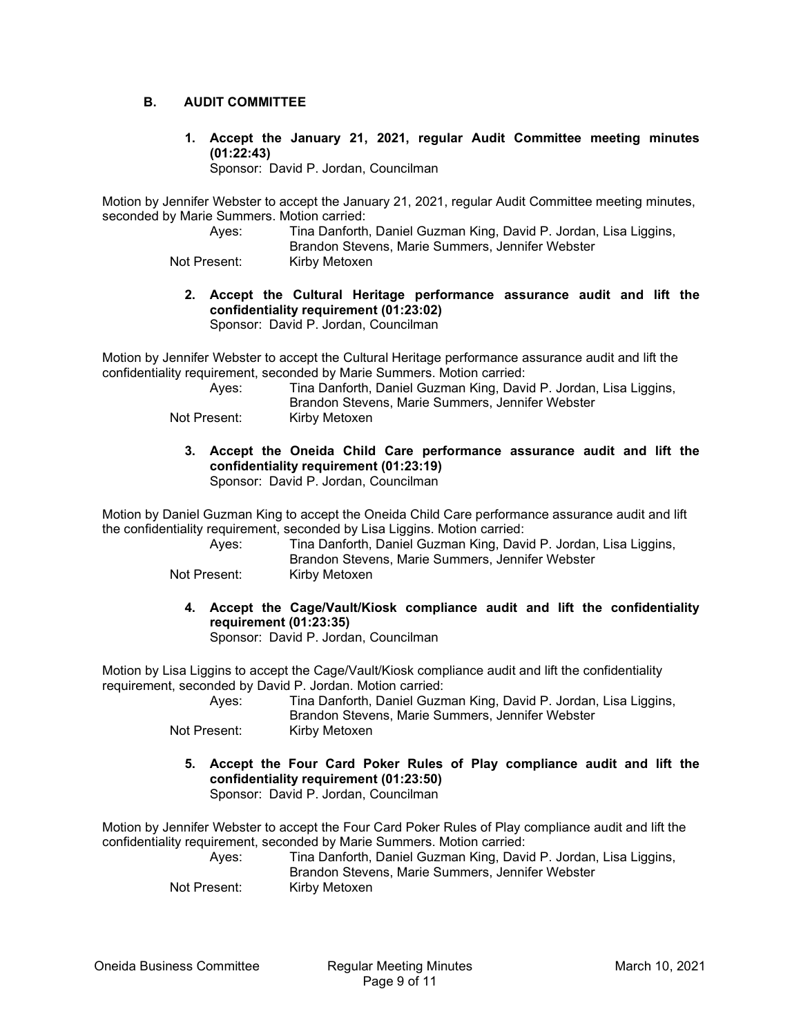## B. AUDIT COMMITTEE

**1. Accept the January 21, 2021, regular Audit Committee meeting minutes (01:22:43)**
Sponsor: David P. Jordan, Councilman

Motion by Jennifer Webster to accept the January 21, 2021, regular Audit Committee meeting minutes, seconded by Marie Summers. Motion carried:

Ayes: Tina Danforth, Daniel Guzman King, David P. Jordan, Lisa Liggins, Brandon Stevens, Marie Summers, Jennifer Webster
Not Present: Kirby Metoxen

**2. Accept the Cultural Heritage performance assurance audit and lift the confidentiality requirement (01:23:02)**
Sponsor: David P. Jordan, Councilman

Motion by Jennifer Webster to accept the Cultural Heritage performance assurance audit and lift the confidentiality requirement, seconded by Marie Summers. Motion carried:

Ayes: Tina Danforth, Daniel Guzman King, David P. Jordan, Lisa Liggins, Brandon Stevens, Marie Summers, Jennifer Webster
Not Present: Kirby Metoxen

**3. Accept the Oneida Child Care performance assurance audit and lift the confidentiality requirement (01:23:19)**
Sponsor: David P. Jordan, Councilman

Motion by Daniel Guzman King to accept the Oneida Child Care performance assurance audit and lift the confidentiality requirement, seconded by Lisa Liggins. Motion carried:

Ayes: Tina Danforth, Daniel Guzman King, David P. Jordan, Lisa Liggins, Brandon Stevens, Marie Summers, Jennifer Webster
Not Present: Kirby Metoxen

**4. Accept the Cage/Vault/Kiosk compliance audit and lift the confidentiality requirement (01:23:35)**
Sponsor: David P. Jordan, Councilman

Motion by Lisa Liggins to accept the Cage/Vault/Kiosk compliance audit and lift the confidentiality requirement, seconded by David P. Jordan. Motion carried:

Ayes: Tina Danforth, Daniel Guzman King, David P. Jordan, Lisa Liggins, Brandon Stevens, Marie Summers, Jennifer Webster
Not Present: Kirby Metoxen

**5. Accept the Four Card Poker Rules of Play compliance audit and lift the confidentiality requirement (01:23:50)**
Sponsor: David P. Jordan, Councilman

Motion by Jennifer Webster to accept the Four Card Poker Rules of Play compliance audit and lift the confidentiality requirement, seconded by Marie Summers. Motion carried:

Ayes: Tina Danforth, Daniel Guzman King, David P. Jordan, Lisa Liggins, Brandon Stevens, Marie Summers, Jennifer Webster
Not Present: Kirby Metoxen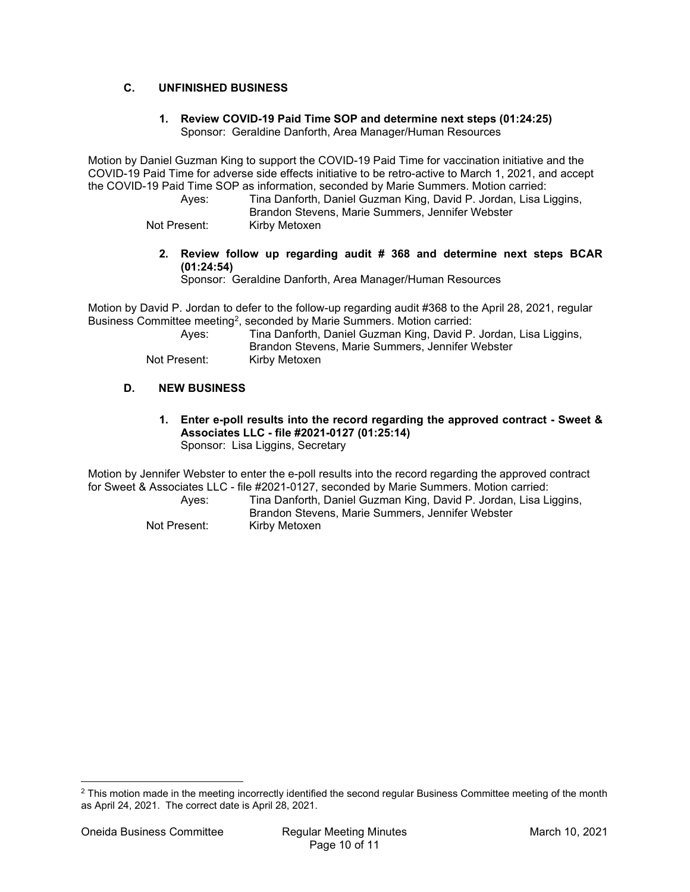## C. UNFINISHED BUSINESS

### 1. Review COVID-19 Paid Time SOP and determine next steps (01:24:25)

Sponsor: Geraldine Danforth, Area Manager/Human Resources

Motion by Daniel Guzman King to support the COVID-19 Paid Time for vaccination initiative and the COVID-19 Paid Time for adverse side effects initiative to be retro-active to March 1, 2021, and accept the COVID-19 Paid Time SOP as information, seconded by Marie Summers. Motion carried:

Ayes: Tina Danforth, Daniel Guzman King, David P. Jordan, Lisa Liggins, Brandon Stevens, Marie Summers, Jennifer Webster

Not Present: Kirby Metoxen

### 2. Review follow up regarding audit # 368 and determine next steps BCAR (01:24:54)

Sponsor: Geraldine Danforth, Area Manager/Human Resources

Motion by David P. Jordan to defer to the follow-up regarding audit #368 to the April 28, 2021, regular Business Committee meeting[2], seconded by Marie Summers. Motion carried:

Ayes: Tina Danforth, Daniel Guzman King, David P. Jordan, Lisa Liggins, Brandon Stevens, Marie Summers, Jennifer Webster

Not Present: Kirby Metoxen

## D. NEW BUSINESS

### 1. Enter e-poll results into the record regarding the approved contract - Sweet & Associates LLC - file #2021-0127 (01:25:14)

Sponsor: Lisa Liggins, Secretary

Motion by Jennifer Webster to enter the e-poll results into the record regarding the approved contract for Sweet & Associates LLC - file #2021-0127, seconded by Marie Summers. Motion carried:

Ayes: Tina Danforth, Daniel Guzman King, David P. Jordan, Lisa Liggins, Brandon Stevens, Marie Summers, Jennifer Webster

Not Present: Kirby Metoxen

---

[2] This motion made in the meeting incorrectly identified the second regular Business Committee meeting of the month as April 24, 2021. The correct date is April 28, 2021.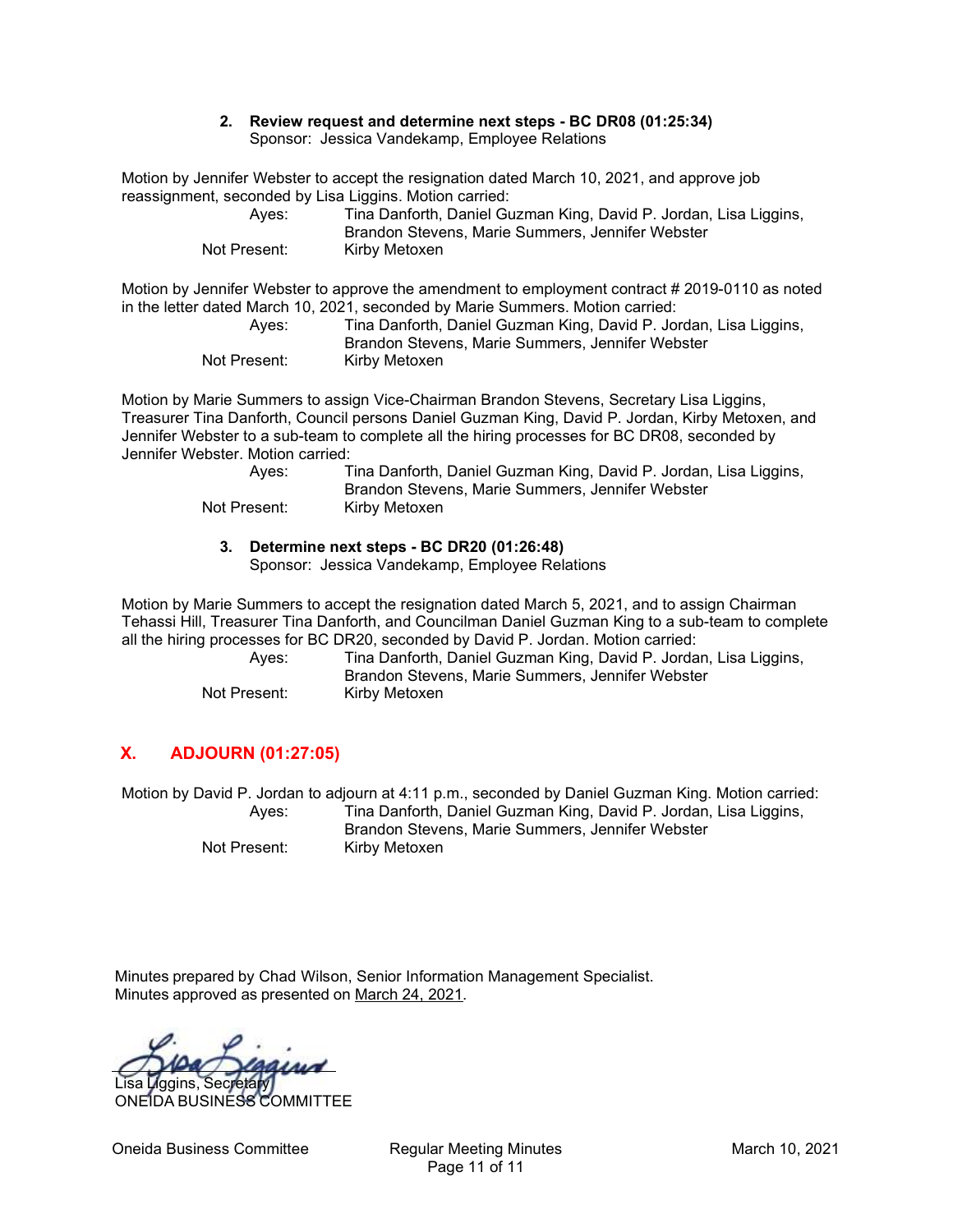**2. Review request and determine next steps - BC DR08 (01:25:34)**
Sponsor: Jessica Vandekamp, Employee Relations

Motion by Jennifer Webster to accept the resignation dated March 10, 2021, and approve job reassignment, seconded by Lisa Liggins. Motion carried:

| | |
|---|---|
| Ayes: | Tina Danforth, Daniel Guzman King, David P. Jordan, Lisa Liggins, Brandon Stevens, Marie Summers, Jennifer Webster |
| Not Present: | Kirby Metoxen |

Motion by Jennifer Webster to approve the amendment to employment contract # 2019-0110 as noted in the letter dated March 10, 2021, seconded by Marie Summers. Motion carried:

| | |
|---|---|
| Ayes: | Tina Danforth, Daniel Guzman King, David P. Jordan, Lisa Liggins, Brandon Stevens, Marie Summers, Jennifer Webster |
| Not Present: | Kirby Metoxen |

Motion by Marie Summers to assign Vice-Chairman Brandon Stevens, Secretary Lisa Liggins, Treasurer Tina Danforth, Council persons Daniel Guzman King, David P. Jordan, Kirby Metoxen, and Jennifer Webster to a sub-team to complete all the hiring processes for BC DR08, seconded by Jennifer Webster. Motion carried:

| | |
|---|---|
| Ayes: | Tina Danforth, Daniel Guzman King, David P. Jordan, Lisa Liggins, Brandon Stevens, Marie Summers, Jennifer Webster |
| Not Present: | Kirby Metoxen |

**3. Determine next steps - BC DR20 (01:26:48)**
Sponsor: Jessica Vandekamp, Employee Relations

Motion by Marie Summers to accept the resignation dated March 5, 2021, and to assign Chairman Tehassi Hill, Treasurer Tina Danforth, and Councilman Daniel Guzman King to a sub-team to complete all the hiring processes for BC DR20, seconded by David P. Jordan. Motion carried:

| | |
|---|---|
| Ayes: | Tina Danforth, Daniel Guzman King, David P. Jordan, Lisa Liggins, Brandon Stevens, Marie Summers, Jennifer Webster |
| Not Present: | Kirby Metoxen |

## X. ADJOURN (01:27:05)

Motion by David P. Jordan to adjourn at 4:11 p.m., seconded by Daniel Guzman King. Motion carried:

| | |
|---|---|
| Ayes: | Tina Danforth, Daniel Guzman King, David P. Jordan, Lisa Liggins, Brandon Stevens, Marie Summers, Jennifer Webster |
| Not Present: | Kirby Metoxen |

Minutes prepared by Chad Wilson, Senior Information Management Specialist.
Minutes approved as presented on March 24, 2021.

Lisa Liggins, Secretary
ONEIDA BUSINESS COMMITTEE